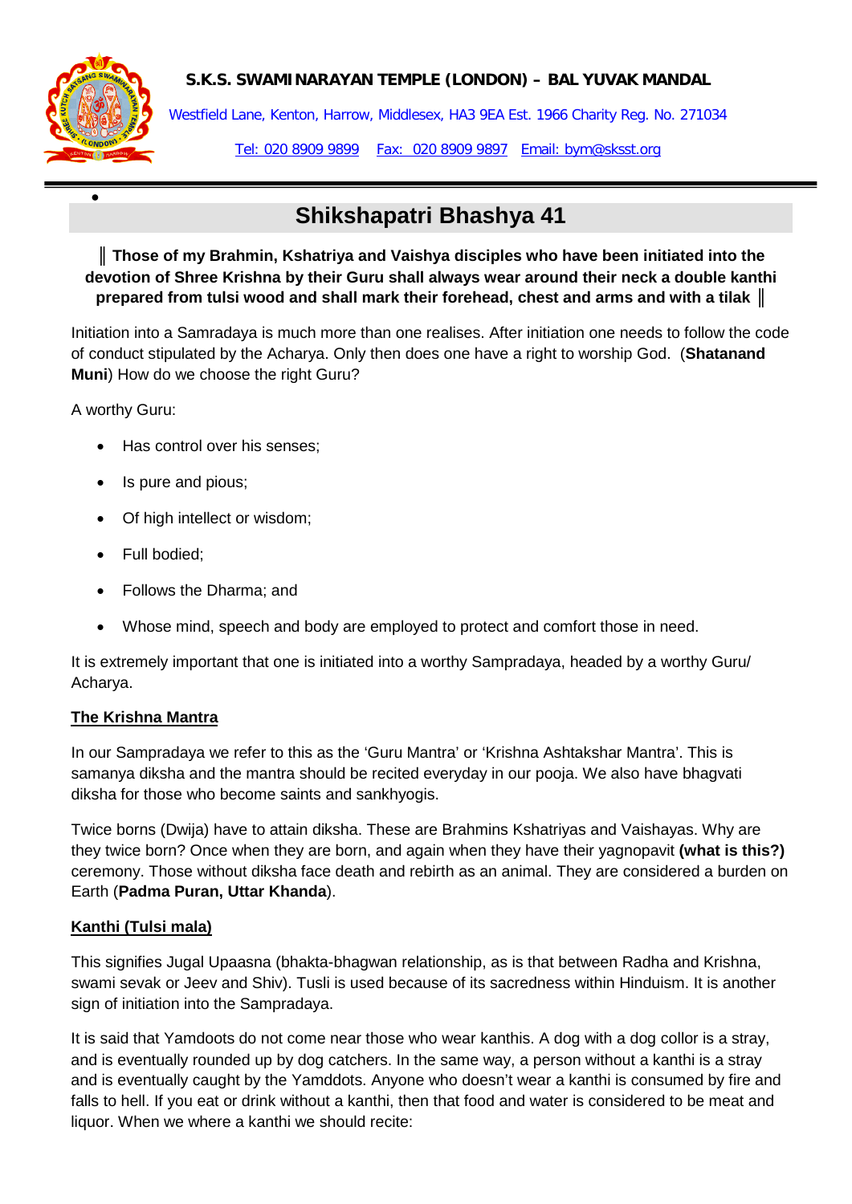**S.K.S. SWAMINARAYAN TEMPLE (LONDON) – BAL YUVAK MANDAL**

Westfield Lane, Kenton, Harrow, Middlesex, HA3 9EA Est. 1966 Charity Reg. No. 271034

Tel: 020 8909 9899 Fax: 020 8909 9897 Email: bym@sksst.org

# Shikshapatri Bhashya 41

**║ Those of my Brahmin, Kshatriya and Vaishya disciples who have been initiated into the devotion of Shree Krishna by their Guru shall always wear around their neck a double kanthi prepared from tulsi wood and shall mark their forehead, chest and arms and with a tilak ║**

Initiation into a Samradaya is much more than one realises. After initiation one needs to follow the code of conduct stipulated by the Acharya. Only then does one have a right to worship God. (**Shatanand Muni**) How do we choose the right Guru?

A worthy Guru:

- Has control over his senses;
- Is pure and pious;
- Of high intellect or wisdom;
- Full bodied;
- Follows the Dharma; and
- Whose mind, speech and body are employed to protect and comfort those in need.

It is extremely important that one is initiated into a worthy Sampradaya, headed by a worthy Guru/ Acharya.

## The Krishna Mantra

In our Sampradaya we refer to this as the 'Guru Mantra' or 'Krishna Ashtakshar Mantra'. This is samanya diksha and the mantra should be recited everyday in our pooja. We also have bhagvati diksha for those who become saints and sankhyogis.

Twice borns (Dwija) have to attain diksha. These are Brahmins Kshatriyas and Vaishayas. Why are they twice born? Once when they are born, and again when they have their yagnopavit **(what is this?)** ceremony. Those without diksha face death and rebirth as an animal. They are considered a burden on Earth (**Padma Puran, Uttar Khanda**).

## Kanthi (Tulsi mala)

This signifies Jugal Upaasna (bhakta-bhagwan relationship, as is that between Radha and Krishna, swami sevak or Jeev and Shiv). Tusli is used because of its sacredness within Hinduism. It is another sign of initiation into the Sampradaya.

It is said that Yamdoots do not come near those who wear kanthis. A dog with a dog collor is a stray, and is eventually rounded up by dog catchers. In the same way, a person without a kanthi is a stray and is eventually caught by the Yamddots. Anyone who doesn't wear a kanthi is consumed by fire and falls to hell. If you eat or drink without a kanthi, then that food and water is considered to be meat and liquor. When we where a kanthi we should recite: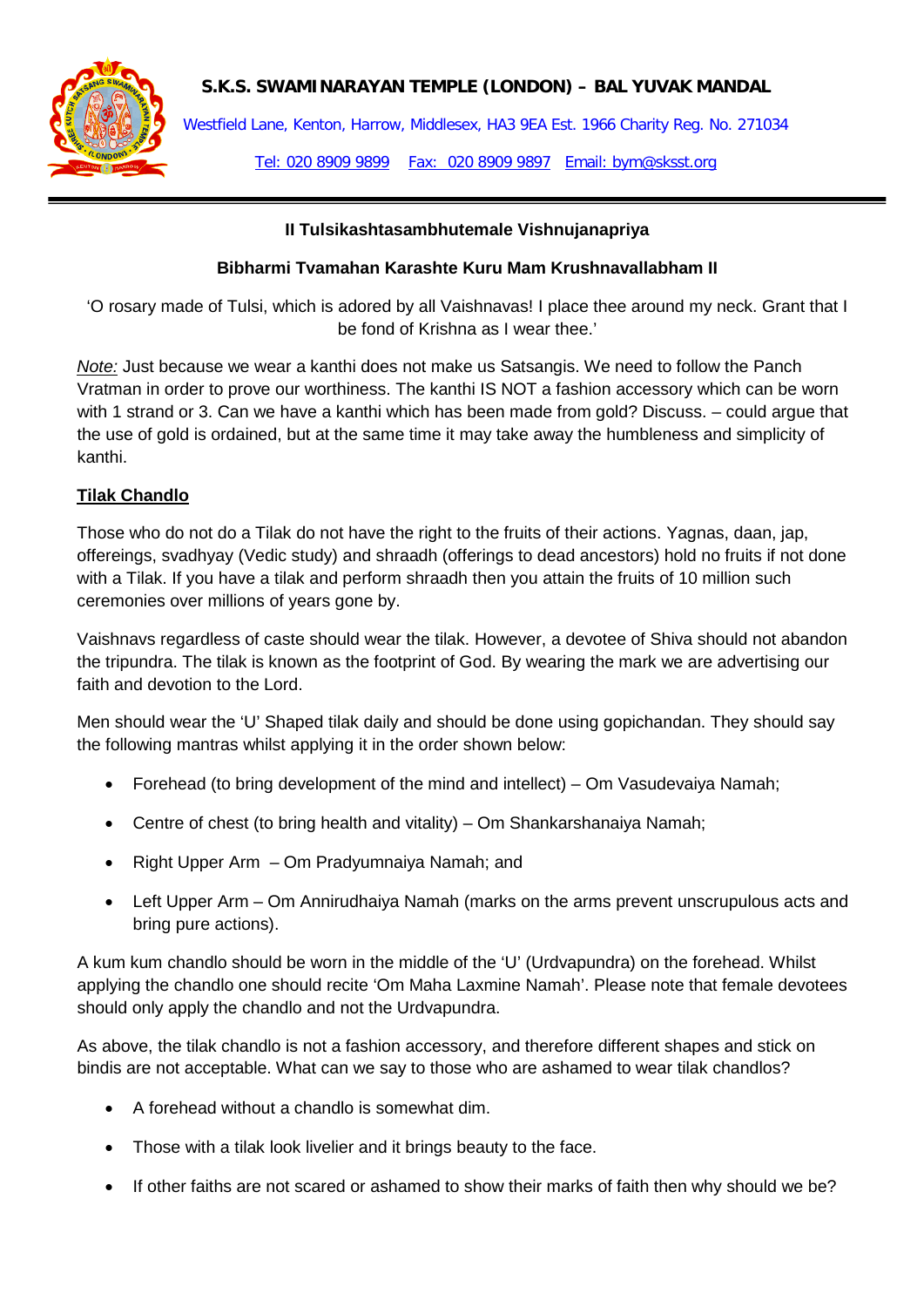**S.K.S. SWAMINARAYAN TEMPLE (LONDON) – BAL YUVAK MANDAL**

Westfield Lane, Kenton, Harrow, Middlesex, HA3 9EA Est. 1966 Charity Reg. No. 271034

Tel: 020 8909 9899 Fax: 020 8909 9897 Email: bym@sksst.org

---

**II Tulsikashtasambhutemale Vishnujanapriya**

**Bibharmi Tvamahan Karashte Kuru Mam Krushnavallabham II**

'O rosary made of Tulsi, which is adored by all Vaishnavas! I place thee around my neck. Grant that I be fond of Krishna as I wear thee.'

*Note:* Just because we wear a kanthi does not make us Satsangis. We need to follow the Panch Vratman in order to prove our worthiness. The kanthi IS NOT a fashion accessory which can be worn with 1 strand or 3. Can we have a kanthi which has been made from gold? Discuss. – could argue that the use of gold is ordained, but at the same time it may take away the humbleness and simplicity of kanthi.

## Tilak Chandlo

Those who do not do a Tilak do not have the right to the fruits of their actions. Yagnas, daan, jap, offereings, svadhyay (Vedic study) and shraadh (offerings to dead ancestors) hold no fruits if not done with a Tilak. If you have a tilak and perform shraadh then you attain the fruits of 10 million such ceremonies over millions of years gone by.

Vaishnavs regardless of caste should wear the tilak. However, a devotee of Shiva should not abandon the tripundra. The tilak is known as the footprint of God. By wearing the mark we are advertising our faith and devotion to the Lord.

Men should wear the 'U' Shaped tilak daily and should be done using gopichandan. They should say the following mantras whilst applying it in the order shown below:

- Forehead (to bring development of the mind and intellect) – Om Vasudevaiya Namah;
- Centre of chest (to bring health and vitality) – Om Shankarshanaiya Namah;
- Right Upper Arm – Om Pradyumnaiya Namah; and
- Left Upper Arm – Om Annirudhaiya Namah (marks on the arms prevent unscrupulous acts and bring pure actions).

A kum kum chandlo should be worn in the middle of the 'U' (Urdvapundra) on the forehead. Whilst applying the chandlo one should recite 'Om Maha Laxmine Namah'. Please note that female devotees should only apply the chandlo and not the Urdvapundra.

As above, the tilak chandlo is not a fashion accessory, and therefore different shapes and stick on bindis are not acceptable. What can we say to those who are ashamed to wear tilak chandlos?

- A forehead without a chandlo is somewhat dim.
- Those with a tilak look livelier and it brings beauty to the face.
- If other faiths are not scared or ashamed to show their marks of faith then why should we be?